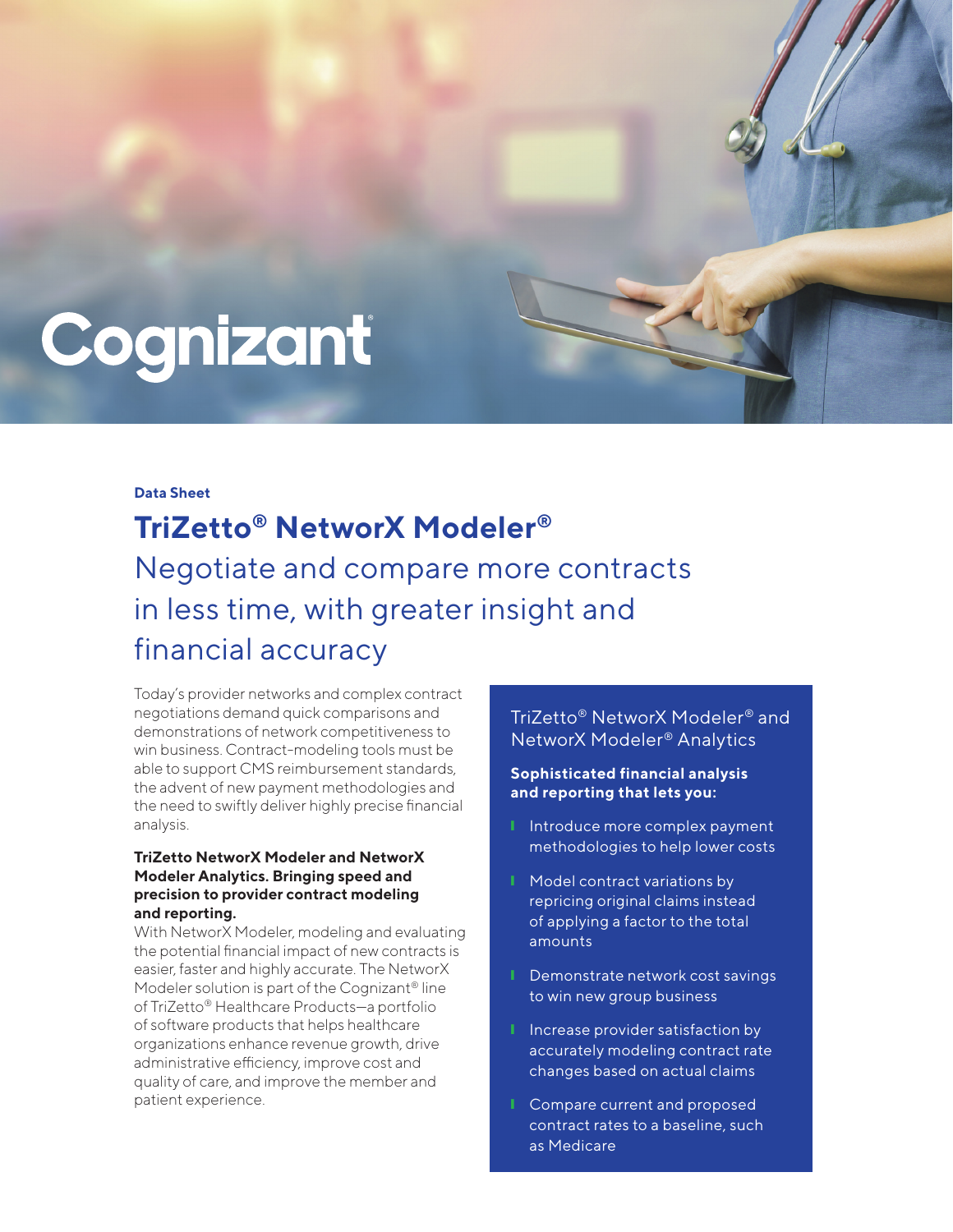Cognizant

**Data Sheet**

# TriZetto® NetworX Modeler®

## Negotiate and compare more contracts in less time, with greater insight and financial accuracy

Today's provider networks and complex contract negotiations demand quick comparisons and demonstrations of network competitiveness to win business. Contract-modeling tools must be able to support CMS reimbursement standards, the advent of new payment methodologies and the need to swiftly deliver highly precise financial analysis.

**TriZetto NetworX Modeler and NetworX Modeler Analytics. Bringing speed and precision to provider contract modeling and reporting.**

With NetworX Modeler, modeling and evaluating the potential financial impact of new contracts is easier, faster and highly accurate. The NetworX Modeler solution is part of the Cognizant® line of TriZetto® Healthcare Products—a portfolio of software products that helps healthcare organizations enhance revenue growth, drive administrative efficiency, improve cost and quality of care, and improve the member and patient experience.

### TriZetto® NetworX Modeler® and NetworX Modeler® Analytics

**Sophisticated financial analysis and reporting that lets you:**

- Introduce more complex payment methodologies to help lower costs
- Model contract variations by repricing original claims instead of applying a factor to the total amounts
- Demonstrate network cost savings to win new group business
- Increase provider satisfaction by accurately modeling contract rate changes based on actual claims
- Compare current and proposed contract rates to a baseline, such as Medicare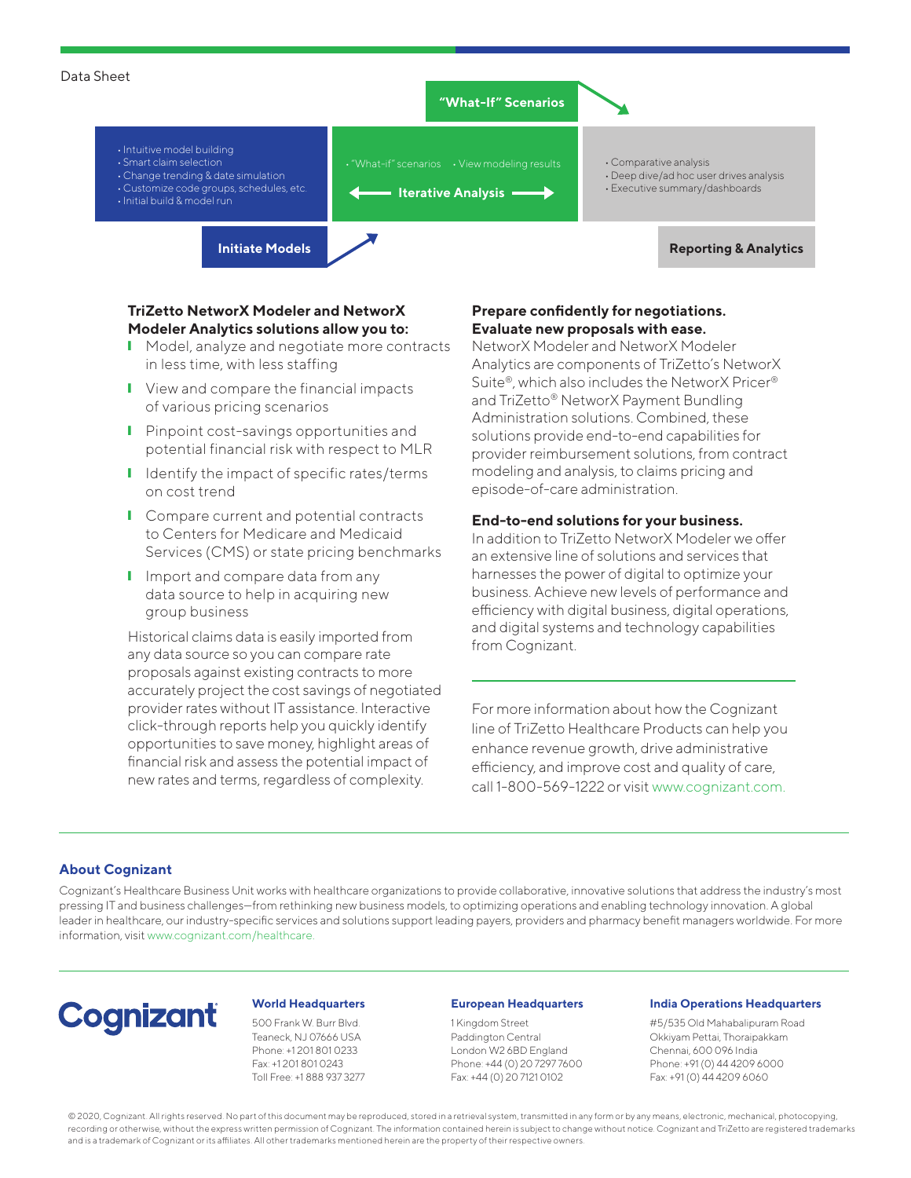Data Sheet

"What-If" Scenarios

- Intuitive model building
- Smart claim selection
- Change trending & date simulation
- Customize code groups, schedules, etc.
- Initial build & model run

Initiate Models

- "What-if" scenarios
- View modeling results

Iterative Analysis

- Comparative analysis
- Deep dive/ad hoc user drives analysis
- Executive summary/dashboards

Reporting & Analytics

**TriZetto NetworX Modeler and NetworX Modeler Analytics solutions allow you to:**

- Model, analyze and negotiate more contracts in less time, with less staffing
- View and compare the financial impacts of various pricing scenarios
- Pinpoint cost-savings opportunities and potential financial risk with respect to MLR
- Identify the impact of specific rates/terms on cost trend
- Compare current and potential contracts to Centers for Medicare and Medicaid Services (CMS) or state pricing benchmarks
- Import and compare data from any data source to help in acquiring new group business

Historical claims data is easily imported from any data source so you can compare rate proposals against existing contracts to more accurately project the cost savings of negotiated provider rates without IT assistance. Interactive click-through reports help you quickly identify opportunities to save money, highlight areas of financial risk and assess the potential impact of new rates and terms, regardless of complexity.

**Prepare confidently for negotiations. Evaluate new proposals with ease.**

NetworX Modeler and NetworX Modeler Analytics are components of TriZetto's NetworX Suite®, which also includes the NetworX Pricer® and TriZetto® NetworX Payment Bundling Administration solutions. Combined, these solutions provide end-to-end capabilities for provider reimbursement solutions, from contract modeling and analysis, to claims pricing and episode-of-care administration.

**End-to-end solutions for your business.**

In addition to TriZetto NetworX Modeler we offer an extensive line of solutions and services that harnesses the power of digital to optimize your business. Achieve new levels of performance and efficiency with digital business, digital operations, and digital systems and technology capabilities from Cognizant.

For more information about how the Cognizant line of TriZetto Healthcare Products can help you enhance revenue growth, drive administrative efficiency, and improve cost and quality of care, call 1-800-569-1222 or visit www.cognizant.com.

## About Cognizant

Cognizant's Healthcare Business Unit works with healthcare organizations to provide collaborative, innovative solutions that address the industry's most pressing IT and business challenges—from rethinking new business models, to optimizing operations and enabling technology innovation. A global leader in healthcare, our industry-specific services and solutions support leading payers, providers and pharmacy benefit managers worldwide. For more information, visit www.cognizant.com/healthcare.

Cognizant

**World Headquarters**
500 Frank W. Burr Blvd.
Teaneck, NJ 07666 USA
Phone: +1 201 801 0233
Fax: +1 201 801 0243
Toll Free: +1 888 937 3277

**European Headquarters**
1 Kingdom Street
Paddington Central
London W2 6BD England
Phone: +44 (0) 20 7297 7600
Fax: +44 (0) 20 7121 0102

**India Operations Headquarters**
#5/535 Old Mahabalipuram Road
Okkiyam Pettai, Thoraipakkam
Chennai, 600 096 India
Phone: +91 (0) 44 4209 6000
Fax: +91 (0) 44 4209 6060

© 2020, Cognizant. All rights reserved. No part of this document may be reproduced, stored in a retrieval system, transmitted in any form or by any means, electronic, mechanical, photocopying, recording or otherwise, without the express written permission of Cognizant. The information contained herein is subject to change without notice. Cognizant and TriZetto are registered trademarks and is a trademark of Cognizant or its affiliates. All other trademarks mentioned herein are the property of their respective owners.